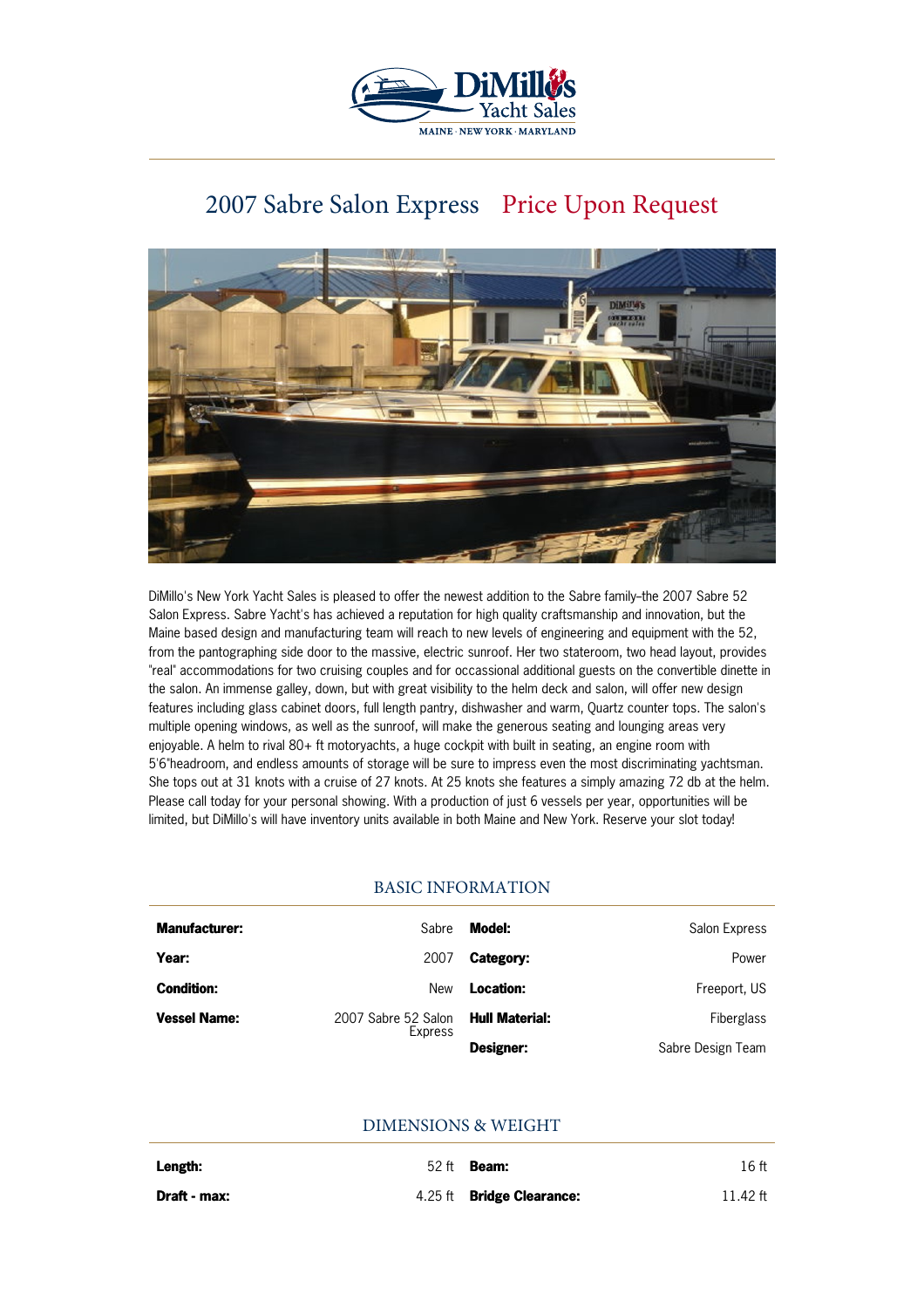# 2007 Sabre Salon Express Price Upon Request

DiMillo's New York Yacht Sales is pleased to offer the newest addition to the Sabre family–the 2007 Sabre 52 Salon Express. Sabre Yacht's has achieved a reputation for high quality craftsmanship and innovation, but the Maine based design and manufacturing team will reach to new levels of engineering and equipment with the 52, from the pantographing side door to the massive, electric sunroof. Her two stateroom, two head layout, provides "real" accommodations for two cruising couples and for occassional additional guests on the convertible dinette in the salon. An immense galley, down, but with great visibility to the helm deck and salon, will offer new design features including glass cabinet doors, full length pantry, dishwasher and warm, Quartz counter tops. The salon's multiple opening windows, as well as the sunroof, will make the generous seating and lounging areas very enjoyable. A helm to rival 80+ ft motoryachts, a huge cockpit with built in seating, an engine room with 5'6"headroom, and endless amounts of storage will be sure to impress even the most discriminating yachtsman. She tops out at 31 knots with a cruise of 27 knots. At 25 knots she features a simply amazing 72 db at the helm. Please call today for your personal showing. With a production of just 6 vessels per year, opportunities will be limited, but DiMillo's will have inventory units available in both Maine and New York. Reserve your slot today!

## BASIC INFORMATION

| | | | |
|---|---|---|---|
| **Manufacturer:** | Sabre | **Model:** | Salon Express |
| **Year:** | 2007 | **Category:** | Power |
| **Condition:** | New | **Location:** | Freeport, US |
| **Vessel Name:** | 2007 Sabre 52 Salon Express | **Hull Material:** | Fiberglass |
| | | **Designer:** | Sabre Design Team |

## DIMENSIONS & WEIGHT

| | | | |
|---|---|---|---|
| **Length:** | 52 ft | **Beam:** | 16 ft |
| **Draft - max:** | 4.25 ft | **Bridge Clearance:** | 11.42 ft |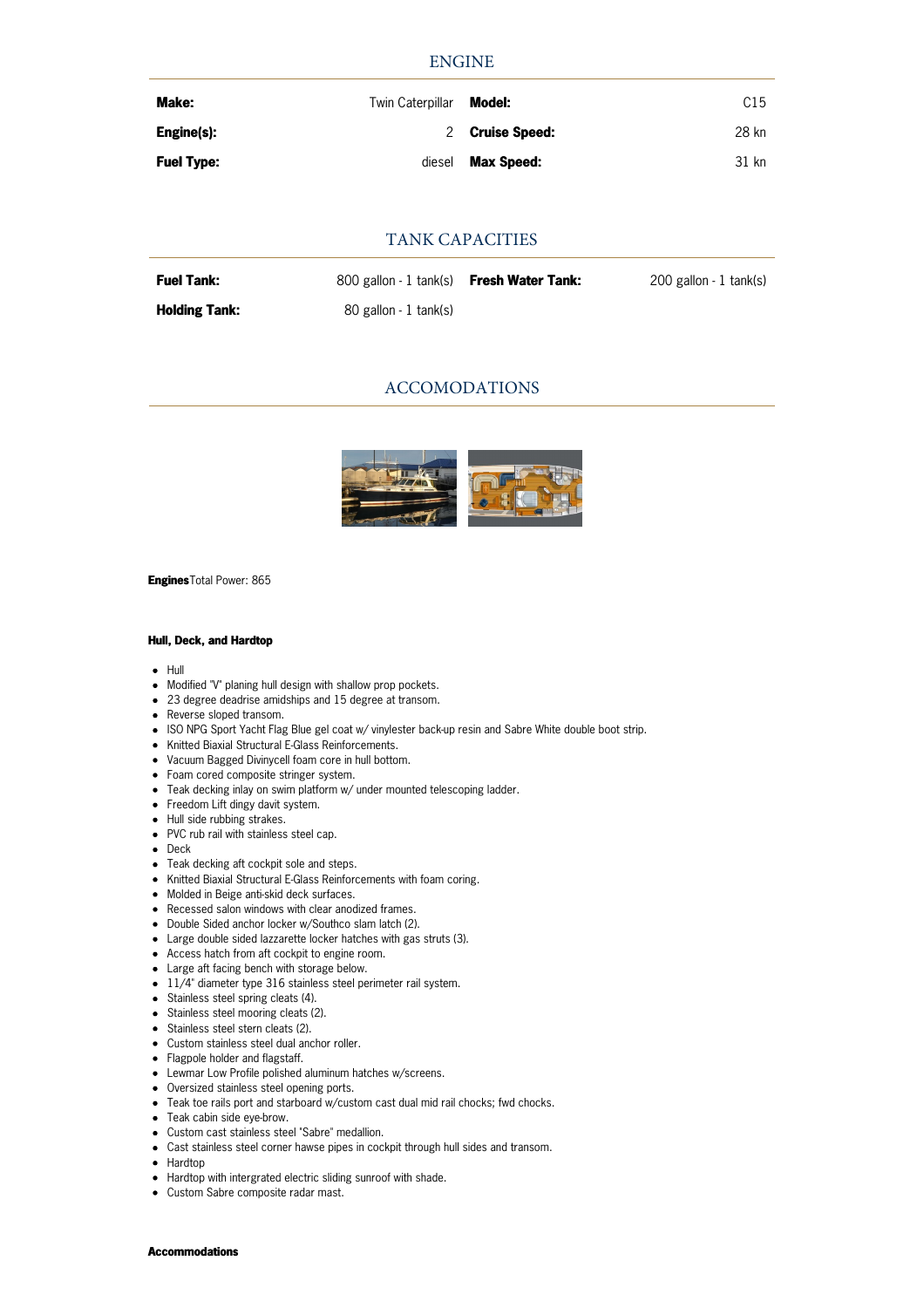## ENGINE

| | | | |
|---|---|---|---|
| **Make:** | Twin Caterpillar | **Model:** | C15 |
| **Engine(s):** | 2 | **Cruise Speed:** | 28 kn |
| **Fuel Type:** | diesel | **Max Speed:** | 31 kn |

## TANK CAPACITIES

| | | | |
|---|---|---|---|
| **Fuel Tank:** | 800 gallon - 1 tank(s) | **Fresh Water Tank:** | 200 gallon - 1 tank(s) |
| **Holding Tank:** | 80 gallon - 1 tank(s) | | |

## ACCOMODATIONS

**Engines** Total Power: 865

**Hull, Deck, and Hardtop**

- Hull
- Modified "V" planing hull design with shallow prop pockets.
- 23 degree deadrise amidships and 15 degree at transom.
- Reverse sloped transom.
- ISO NPG Sport Yacht Flag Blue gel coat w/ vinylester back-up resin and Sabre White double boot strip.
- Knitted Biaxial Structural E-Glass Reinforcements.
- Vacuum Bagged Divinycell foam core in hull bottom.
- Foam cored composite stringer system.
- Teak decking inlay on swim platform w/ under mounted telescoping ladder.
- Freedom Lift dingy davit system.
- Hull side rubbing strakes.
- PVC rub rail with stainless steel cap.
- Deck
- Teak decking aft cockpit sole and steps.
- Knitted Biaxial Structural E-Glass Reinforcements with foam coring.
- Molded in Beige anti-skid deck surfaces.
- Recessed salon windows with clear anodized frames.
- Double Sided anchor locker w/Southco slam latch (2).
- Large double sided lazzarette locker hatches with gas struts (3).
- Access hatch from aft cockpit to engine room.
- Large aft facing bench with storage below.
- 11/4" diameter type 316 stainless steel perimeter rail system.
- Stainless steel spring cleats (4).
- Stainless steel mooring cleats (2).
- Stainless steel stern cleats (2).
- Custom stainless steel dual anchor roller.
- Flagpole holder and flagstaff.
- Lewmar Low Profile polished aluminum hatches w/screens.
- Oversized stainless steel opening ports.
- Teak toe rails port and starboard w/custom cast dual mid rail chocks; fwd chocks.
- Teak cabin side eye-brow.
- Custom cast stainless steel "Sabre" medallion.
- Cast stainless steel corner hawse pipes in cockpit through hull sides and transom.
- Hardtop
- Hardtop with intergrated electric sliding sunroof with shade.
- Custom Sabre composite radar mast.

**Accommodations**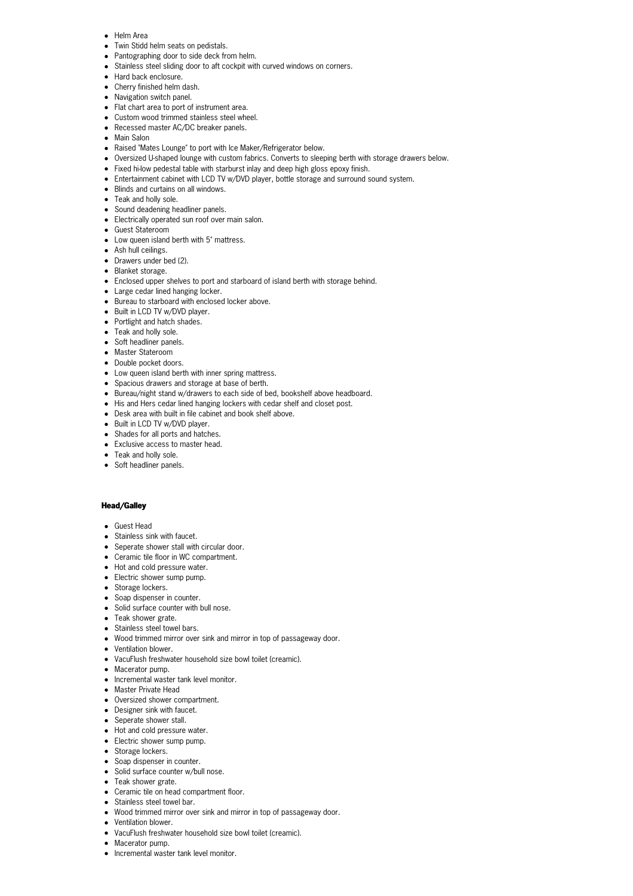- Helm Area
- Twin Stidd helm seats on pedistals.
- Pantographing door to side deck from helm.
- Stainless steel sliding door to aft cockpit with curved windows on corners.
- Hard back enclosure.
- Cherry finished helm dash.
- Navigation switch panel.
- Flat chart area to port of instrument area.
- Custom wood trimmed stainless steel wheel.
- Recessed master AC/DC breaker panels.
- Main Salon
- Raised "Mates Lounge" to port with Ice Maker/Refrigerator below.
- Oversized U-shaped lounge with custom fabrics. Converts to sleeping berth with storage drawers below.
- Fixed hi-low pedestal table with starburst inlay and deep high gloss epoxy finish.
- Entertainment cabinet with LCD TV w/DVD player, bottle storage and surround sound system.
- Blinds and curtains on all windows.
- Teak and holly sole.
- Sound deadening headliner panels.
- Electrically operated sun roof over main salon.
- Guest Stateroom
- Low queen island berth with 5" mattress.
- Ash hull ceilings.
- Drawers under bed (2).
- Blanket storage.
- Enclosed upper shelves to port and starboard of island berth with storage behind.
- Large cedar lined hanging locker.
- Bureau to starboard with enclosed locker above.
- Built in LCD TV w/DVD player.
- Portlight and hatch shades.
- Teak and holly sole.
- Soft headliner panels.
- Master Stateroom
- Double pocket doors.
- Low queen island berth with inner spring mattress.
- Spacious drawers and storage at base of berth.
- Bureau/night stand w/drawers to each side of bed, bookshelf above headboard.
- His and Hers cedar lined hanging lockers with cedar shelf and closet post.
- Desk area with built in file cabinet and book shelf above.
- Built in LCD TV w/DVD player.
- Shades for all ports and hatches.
- Exclusive access to master head.
- Teak and holly sole.
- Soft headliner panels.

**Head/Galley**

- Guest Head
- Stainless sink with faucet.
- Seperate shower stall with circular door.
- Ceramic tile floor in WC compartment.
- Hot and cold pressure water.
- Electric shower sump pump.
- Storage lockers.
- Soap dispenser in counter.
- Solid surface counter with bull nose.
- Teak shower grate.
- Stainless steel towel bars.
- Wood trimmed mirror over sink and mirror in top of passageway door.
- Ventilation blower.
- VacuFlush freshwater household size bowl toilet (creamic).
- Macerator pump.
- Incremental waster tank level monitor.
- Master Private Head
- Oversized shower compartment.
- Designer sink with faucet.
- Seperate shower stall.
- Hot and cold pressure water.
- Electric shower sump pump.
- Storage lockers.
- Soap dispenser in counter.
- Solid surface counter w/bull nose.
- Teak shower grate.
- Ceramic tile on head compartment floor.
- Stainless steel towel bar.
- Wood trimmed mirror over sink and mirror in top of passageway door.
- Ventilation blower.
- VacuFlush freshwater household size bowl toilet (creamic).
- Macerator pump.
- Incremental waster tank level monitor.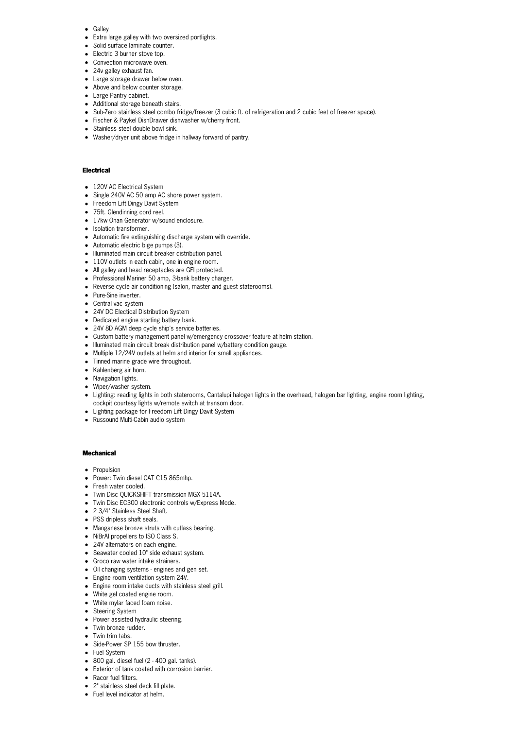- Galley
- Extra large galley with two oversized portlights.
- Solid surface laminate counter.
- Electric 3 burner stove top.
- Convection microwave oven.
- 24v galley exhaust fan.
- Large storage drawer below oven.
- Above and below counter storage.
- Large Pantry cabinet.
- Additional storage beneath stairs.
- Sub-Zero stainless steel combo fridge/freezer (3 cubic ft. of refrigeration and 2 cubic feet of freezer space).
- Fischer & Paykel DishDrawer dishwasher w/cherry front.
- Stainless steel double bowl sink.
- Washer/dryer unit above fridge in hallway forward of pantry.

**Electrical**

- 120V AC Electrical System
- Single 240V AC 50 amp AC shore power system.
- Freedom Lift Dingy Davit System
- 75ft. Glendinning cord reel.
- 17kw Onan Generator w/sound enclosure.
- Isolation transformer.
- Automatic fire extinguishing discharge system with override.
- Automatic electric bige pumps (3).
- Illuminated main circuit breaker distribution panel.
- 110V outlets in each cabin, one in engine room.
- All galley and head receptacles are GFI protected.
- Professional Mariner 50 amp, 3-bank battery charger.
- Reverse cycle air conditioning (salon, master and guest staterooms).
- Pure-Sine inverter.
- Central vac system
- 24V DC Electical Distribution System
- Dedicated engine starting battery bank.
- 24V 8D AGM deep cycle ship's service batteries.
- Custom battery management panel w/emergency crossover feature at helm station.
- Illuminated main circuit break distribution panel w/battery condition gauge.
- Multiple 12/24V outlets at helm and interior for small appliances.
- Tinned marine grade wire throughout.
- Kahlenberg air horn.
- Navigation lights.
- Wiper/washer system.
- Lighting: reading lights in both staterooms, Cantalupi halogen lights in the overhead, halogen bar lighting, engine room lighting, cockpit courtesy lights w/remote switch at transom door.
- Lighting package for Freedom Lift Dingy Davit System
- Russound Multi-Cabin audio system

**Mechanical**

- Propulsion
- Power: Twin diesel CAT C15 865mhp.
- Fresh water cooled.
- Twin Disc QUICKSHIFT transmission MGX 5114A.
- Twin Disc EC300 electronic controls w/Express Mode.
- 2 3/4" Stainless Steel Shaft.
- PSS dripless shaft seals.
- Manganese bronze struts with cutlass bearing.
- NiBrAl propellers to ISO Class S.
- 24V alternators on each engine.
- Seawater cooled 10" side exhaust system.
- Groco raw water intake strainers.
- Oil changing systems - engines and gen set.
- Engine room ventilation system 24V.
- Engine room intake ducts with stainless steel grill.
- White gel coated engine room.
- White mylar faced foam noise.
- Steering System
- Power assisted hydraulic steering.
- Twin bronze rudder.
- Twin trim tabs.
- Side-Power SP 155 bow thruster.
- Fuel System
- 800 gal. diesel fuel (2 - 400 gal. tanks).
- Exterior of tank coated with corrosion barrier.
- Racor fuel filters.
- 2" stainless steel deck fill plate.
- Fuel level indicator at helm.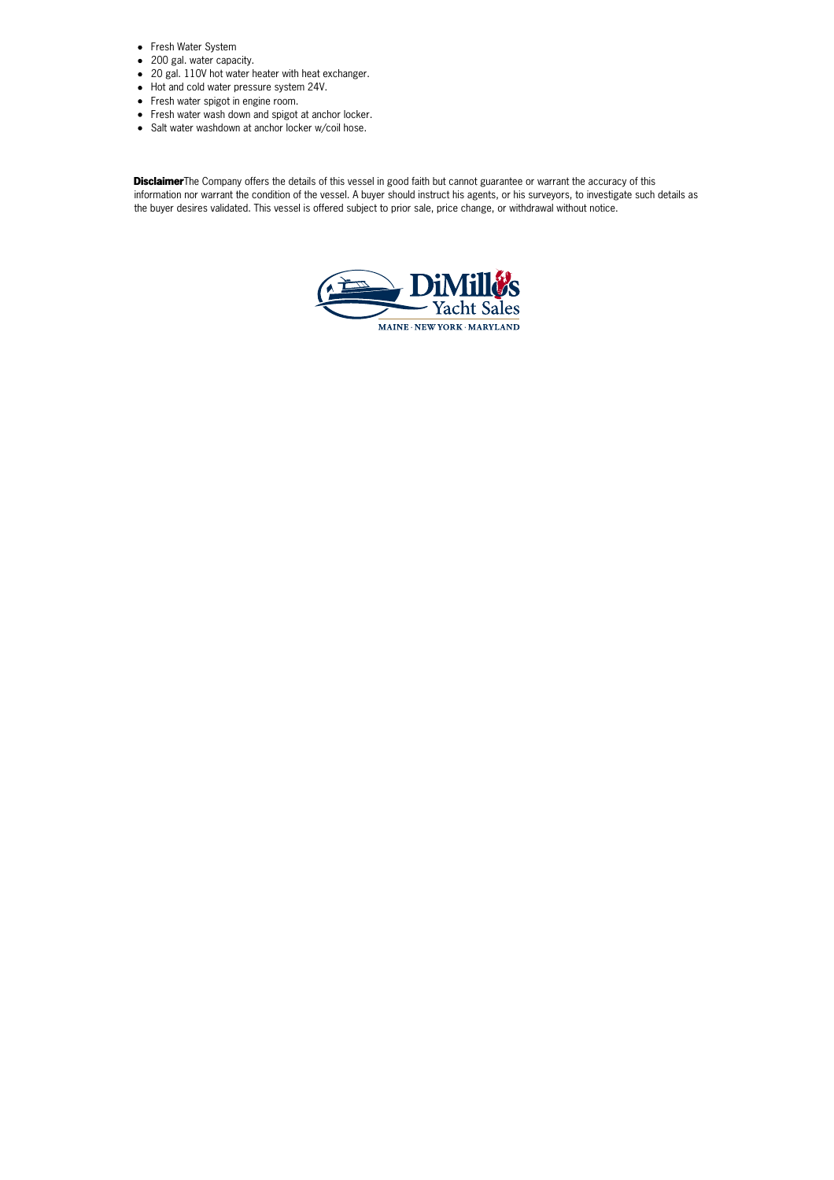- Fresh Water System
- 200 gal. water capacity.
- 20 gal. 110V hot water heater with heat exchanger.
- Hot and cold water pressure system 24V.
- Fresh water spigot in engine room.
- Fresh water wash down and spigot at anchor locker.
- Salt water washdown at anchor locker w/coil hose.

**Disclaimer**The Company offers the details of this vessel in good faith but cannot guarantee or warrant the accuracy of this information nor warrant the condition of the vessel. A buyer should instruct his agents, or his surveyors, to investigate such details as the buyer desires validated. This vessel is offered subject to prior sale, price change, or withdrawal without notice.

DiMillo's Yacht Sales
MAINE · NEW YORK · MARYLAND